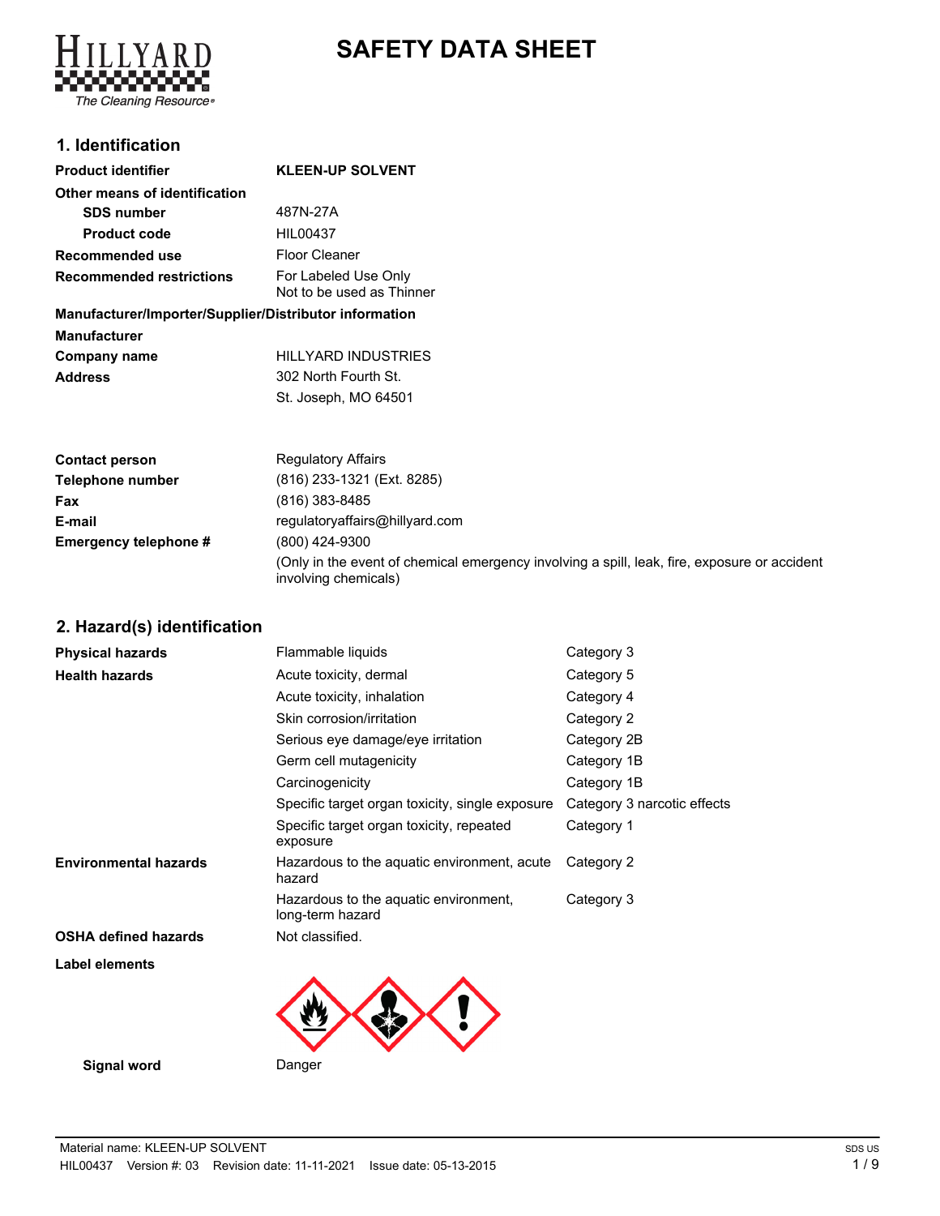# SAFETY DATA SHEET

## 1. Identification

| | |
|---|---|
| **Product identifier** | **KLEEN-UP SOLVENT** |
| **Other means of identification** | |
| **SDS number** | 487N-27A |
| **Product code** | HIL00437 |
| **Recommended use** | Floor Cleaner |
| **Recommended restrictions** | For Labeled Use Only<br>Not to be used as Thinner |

**Manufacturer/Importer/Supplier/Distributor information**

| | |
|---|---|
| **Manufacturer** | |
| **Company name** | HILLYARD INDUSTRIES |
| **Address** | 302 North Fourth St.<br>St. Joseph, MO 64501 |
| **Contact person** | Regulatory Affairs |
| **Telephone number** | (816) 233-1321 (Ext. 8285) |
| **Fax** | (816) 383-8485 |
| **E-mail** | regulatoryaffairs@hillyard.com |
| **Emergency telephone #** | (800) 424-9300<br>(Only in the event of chemical emergency involving a spill, leak, fire, exposure or accident involving chemicals) |

## 2. Hazard(s) identification

| | | |
|---|---|---|
| **Physical hazards** | Flammable liquids | Category 3 |
| **Health hazards** | Acute toxicity, dermal | Category 5 |
| | Acute toxicity, inhalation | Category 4 |
| | Skin corrosion/irritation | Category 2 |
| | Serious eye damage/eye irritation | Category 2B |
| | Germ cell mutagenicity | Category 1B |
| | Carcinogenicity | Category 1B |
| | Specific target organ toxicity, single exposure | Category 3 narcotic effects |
| | Specific target organ toxicity, repeated exposure | Category 1 |
| **Environmental hazards** | Hazardous to the aquatic environment, acute hazard | Category 2 |
| | Hazardous to the aquatic environment, long-term hazard | Category 3 |
| **OSHA defined hazards** | Not classified. | |

**Label elements**

**Signal word** Danger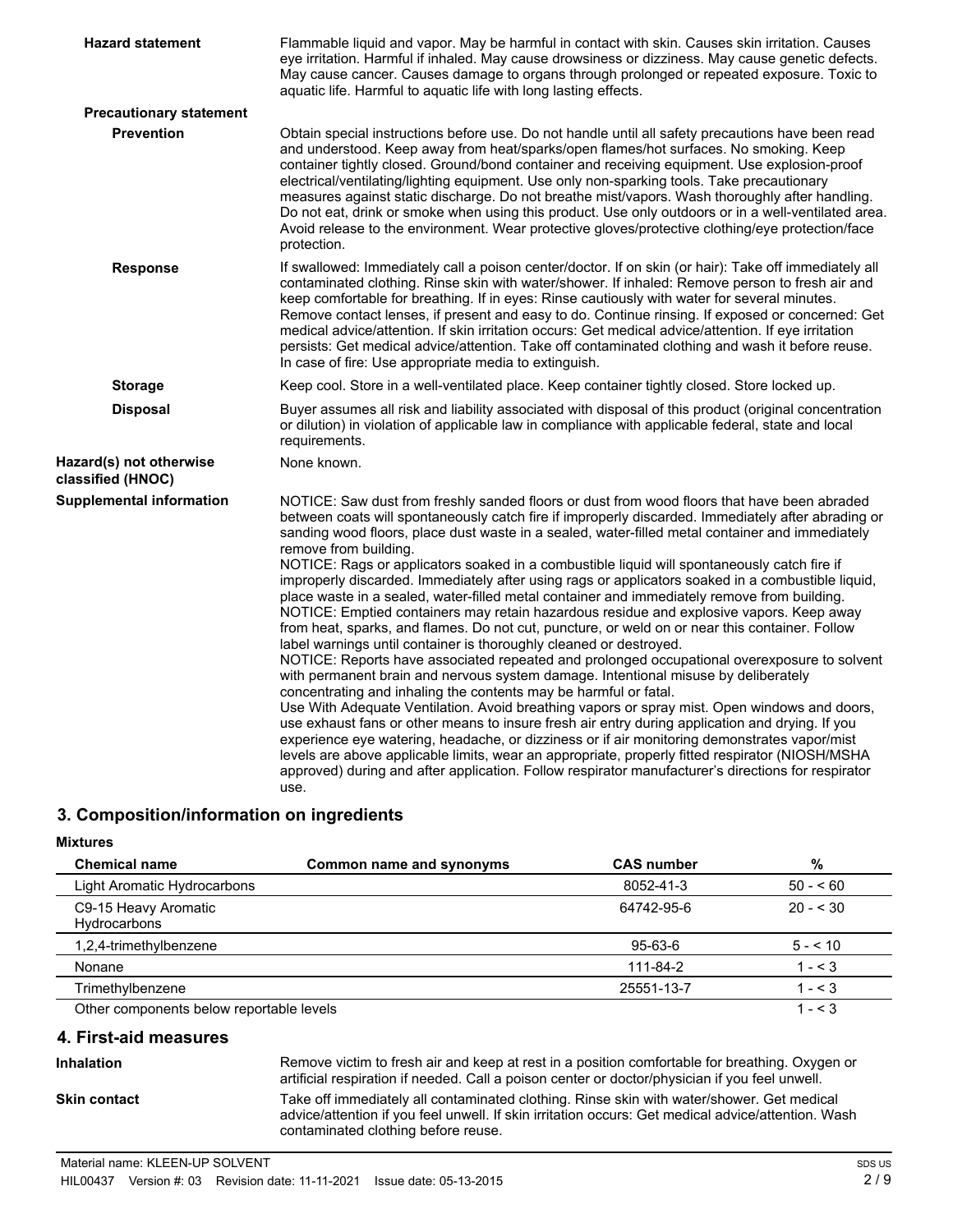**Hazard statement**

Flammable liquid and vapor. May be harmful in contact with skin. Causes skin irritation. Causes eye irritation. Harmful if inhaled. May cause drowsiness or dizziness. May cause genetic defects. May cause cancer. Causes damage to organs through prolonged or repeated exposure. Toxic to aquatic life. Harmful to aquatic life with long lasting effects.

**Precautionary statement**

**Prevention**

Obtain special instructions before use. Do not handle until all safety precautions have been read and understood. Keep away from heat/sparks/open flames/hot surfaces. No smoking. Keep container tightly closed. Ground/bond container and receiving equipment. Use explosion-proof electrical/ventilating/lighting equipment. Use only non-sparking tools. Take precautionary measures against static discharge. Do not breathe mist/vapors. Wash thoroughly after handling. Do not eat, drink or smoke when using this product. Use only outdoors or in a well-ventilated area. Avoid release to the environment. Wear protective gloves/protective clothing/eye protection/face protection.

**Response**

If swallowed: Immediately call a poison center/doctor. If on skin (or hair): Take off immediately all contaminated clothing. Rinse skin with water/shower. If inhaled: Remove person to fresh air and keep comfortable for breathing. If in eyes: Rinse cautiously with water for several minutes. Remove contact lenses, if present and easy to do. Continue rinsing. If exposed or concerned: Get medical advice/attention. If skin irritation occurs: Get medical advice/attention. If eye irritation persists: Get medical advice/attention. Take off contaminated clothing and wash it before reuse. In case of fire: Use appropriate media to extinguish.

**Storage**

Keep cool. Store in a well-ventilated place. Keep container tightly closed. Store locked up.

**Disposal**

Buyer assumes all risk and liability associated with disposal of this product (original concentration or dilution) in violation of applicable law in compliance with applicable federal, state and local requirements.

**Hazard(s) not otherwise classified (HNOC)**

None known.

**Supplemental information**

NOTICE: Saw dust from freshly sanded floors or dust from wood floors that have been abraded between coats will spontaneously catch fire if improperly discarded. Immediately after abrading or sanding wood floors, place dust waste in a sealed, water-filled metal container and immediately remove from building.
NOTICE: Rags or applicators soaked in a combustible liquid will spontaneously catch fire if improperly discarded. Immediately after using rags or applicators soaked in a combustible liquid, place waste in a sealed, water-filled metal container and immediately remove from building.
NOTICE: Emptied containers may retain hazardous residue and explosive vapors. Keep away from heat, sparks, and flames. Do not cut, puncture, or weld on or near this container. Follow label warnings until container is thoroughly cleaned or destroyed.
NOTICE: Reports have associated repeated and prolonged occupational overexposure to solvent with permanent brain and nervous system damage. Intentional misuse by deliberately concentrating and inhaling the contents may be harmful or fatal.
Use With Adequate Ventilation. Avoid breathing vapors or spray mist. Open windows and doors, use exhaust fans or other means to insure fresh air entry during application and drying. If you experience eye watering, headache, or dizziness or if air monitoring demonstrates vapor/mist levels are above applicable limits, wear an appropriate, properly fitted respirator (NIOSH/MSHA approved) during and after application. Follow respirator manufacturer's directions for respirator use.

## 3. Composition/information on ingredients

**Mixtures**

| Chemical name | Common name and synonyms | CAS number | % |
|---|---|---|---|
| Light Aromatic Hydrocarbons | | 8052-41-3 | 50 - < 60 |
| C9-15 Heavy Aromatic Hydrocarbons | | 64742-95-6 | 20 - < 30 |
| 1,2,4-trimethylbenzene | | 95-63-6 | 5 - < 10 |
| Nonane | | 111-84-2 | 1 - < 3 |
| Trimethylbenzene | | 25551-13-7 | 1 - < 3 |
| Other components below reportable levels | | | 1 - < 3 |

## 4. First-aid measures

**Inhalation**

Remove victim to fresh air and keep at rest in a position comfortable for breathing. Oxygen or artificial respiration if needed. Call a poison center or doctor/physician if you feel unwell.

**Skin contact**

Take off immediately all contaminated clothing. Rinse skin with water/shower. Get medical advice/attention if you feel unwell. If skin irritation occurs: Get medical advice/attention. Wash contaminated clothing before reuse.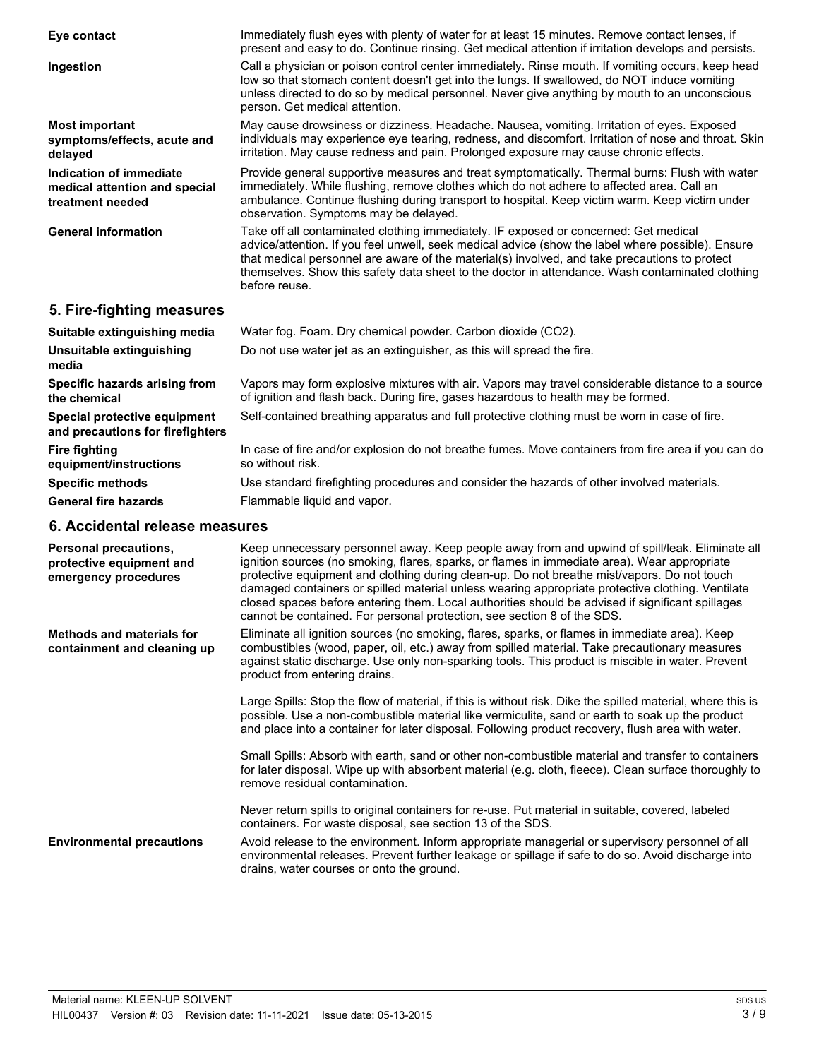**Eye contact**

Immediately flush eyes with plenty of water for at least 15 minutes. Remove contact lenses, if present and easy to do. Continue rinsing. Get medical attention if irritation develops and persists.

**Ingestion**

Call a physician or poison control center immediately. Rinse mouth. If vomiting occurs, keep head low so that stomach content doesn't get into the lungs. If swallowed, do NOT induce vomiting unless directed to do so by medical personnel. Never give anything by mouth to an unconscious person. Get medical attention.

**Most important symptoms/effects, acute and delayed**

May cause drowsiness or dizziness. Headache. Nausea, vomiting. Irritation of eyes. Exposed individuals may experience eye tearing, redness, and discomfort. Irritation of nose and throat. Skin irritation. May cause redness and pain. Prolonged exposure may cause chronic effects.

**Indication of immediate medical attention and special treatment needed**

Provide general supportive measures and treat symptomatically. Thermal burns: Flush with water immediately. While flushing, remove clothes which do not adhere to affected area. Call an ambulance. Continue flushing during transport to hospital. Keep victim warm. Keep victim under observation. Symptoms may be delayed.

**General information**

Take off all contaminated clothing immediately. IF exposed or concerned: Get medical advice/attention. If you feel unwell, seek medical advice (show the label where possible). Ensure that medical personnel are aware of the material(s) involved, and take precautions to protect themselves. Show this safety data sheet to the doctor in attendance. Wash contaminated clothing before reuse.

## 5. Fire-fighting measures

**Suitable extinguishing media**

Water fog. Foam. Dry chemical powder. Carbon dioxide ($CO_2$).

**Unsuitable extinguishing media**

Do not use water jet as an extinguisher, as this will spread the fire.

**Specific hazards arising from the chemical**

Vapors may form explosive mixtures with air. Vapors may travel considerable distance to a source of ignition and flash back. During fire, gases hazardous to health may be formed.

**Special protective equipment and precautions for firefighters**

Self-contained breathing apparatus and full protective clothing must be worn in case of fire.

**Fire fighting equipment/instructions**

In case of fire and/or explosion do not breathe fumes. Move containers from fire area if you can do so without risk.

**Specific methods**

Use standard firefighting procedures and consider the hazards of other involved materials.

**General fire hazards**

Flammable liquid and vapor.

## 6. Accidental release measures

**Personal precautions, protective equipment and emergency procedures**

Keep unnecessary personnel away. Keep people away from and upwind of spill/leak. Eliminate all ignition sources (no smoking, flares, sparks, or flames in immediate area). Wear appropriate protective equipment and clothing during clean-up. Do not breathe mist/vapors. Do not touch damaged containers or spilled material unless wearing appropriate protective clothing. Ventilate closed spaces before entering them. Local authorities should be advised if significant spillages cannot be contained. For personal protection, see section 8 of the SDS.

**Methods and materials for containment and cleaning up**

Eliminate all ignition sources (no smoking, flares, sparks, or flames in immediate area). Keep combustibles (wood, paper, oil, etc.) away from spilled material. Take precautionary measures against static discharge. Use only non-sparking tools. This product is miscible in water. Prevent product from entering drains.

Large Spills: Stop the flow of material, if this is without risk. Dike the spilled material, where this is possible. Use a non-combustible material like vermiculite, sand or earth to soak up the product and place into a container for later disposal. Following product recovery, flush area with water.

Small Spills: Absorb with earth, sand or other non-combustible material and transfer to containers for later disposal. Wipe up with absorbent material (e.g. cloth, fleece). Clean surface thoroughly to remove residual contamination.

Never return spills to original containers for re-use. Put material in suitable, covered, labeled containers. For waste disposal, see section 13 of the SDS.

**Environmental precautions**

Avoid release to the environment. Inform appropriate managerial or supervisory personnel of all environmental releases. Prevent further leakage or spillage if safe to do so. Avoid discharge into drains, water courses or onto the ground.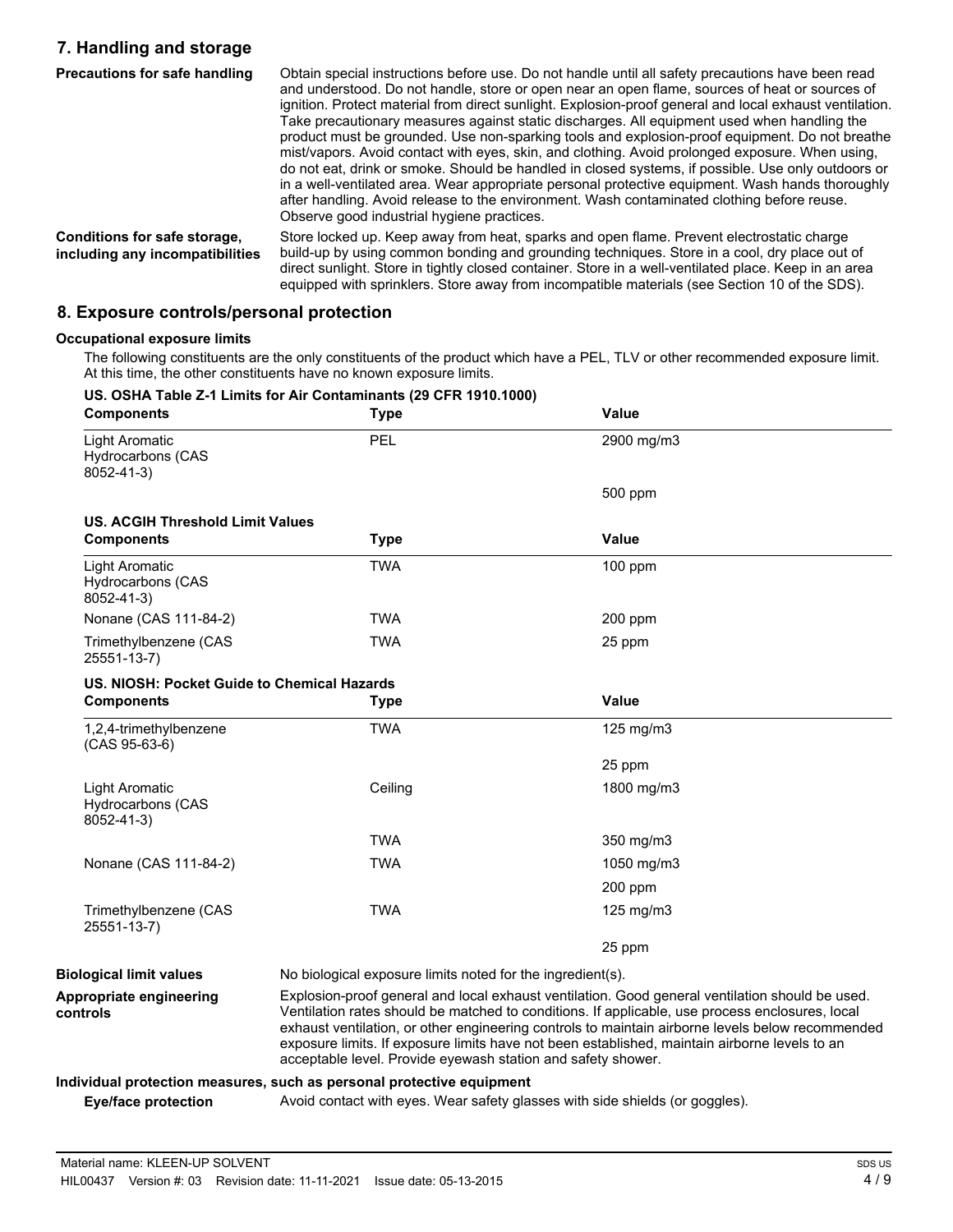## 7. Handling and storage

**Precautions for safe handling**

Obtain special instructions before use. Do not handle until all safety precautions have been read and understood. Do not handle, store or open near an open flame, sources of heat or sources of ignition. Protect material from direct sunlight. Explosion-proof general and local exhaust ventilation. Take precautionary measures against static discharges. All equipment used when handling the product must be grounded. Use non-sparking tools and explosion-proof equipment. Do not breathe mist/vapors. Avoid contact with eyes, skin, and clothing. Avoid prolonged exposure. When using, do not eat, drink or smoke. Should be handled in closed systems, if possible. Use only outdoors or in a well-ventilated area. Wear appropriate personal protective equipment. Wash hands thoroughly after handling. Avoid release to the environment. Wash contaminated clothing before reuse. Observe good industrial hygiene practices.

**Conditions for safe storage, including any incompatibilities**

Store locked up. Keep away from heat, sparks and open flame. Prevent electrostatic charge build-up by using common bonding and grounding techniques. Store in a cool, dry place out of direct sunlight. Store in tightly closed container. Store in a well-ventilated place. Keep in an area equipped with sprinklers. Store away from incompatible materials (see Section 10 of the SDS).

## 8. Exposure controls/personal protection

### Occupational exposure limits

The following constituents are the only constituents of the product which have a PEL, TLV or other recommended exposure limit. At this time, the other constituents have no known exposure limits.

**US. OSHA Table Z-1 Limits for Air Contaminants (29 CFR 1910.1000)**

| Components | Type | Value |
|---|---|---|
| Light Aromatic Hydrocarbons (CAS 8052-41-3) | PEL | 2900 mg/m3 |
| | | 500 ppm |

**US. ACGIH Threshold Limit Values**

| Components | Type | Value |
|---|---|---|
| Light Aromatic Hydrocarbons (CAS 8052-41-3) | TWA | 100 ppm |
| Nonane (CAS 111-84-2) | TWA | 200 ppm |
| Trimethylbenzene (CAS 25551-13-7) | TWA | 25 ppm |

**US. NIOSH: Pocket Guide to Chemical Hazards**

| Components | Type | Value |
|---|---|---|
| 1,2,4-trimethylbenzene (CAS 95-63-6) | TWA | 125 mg/m3 |
| | | 25 ppm |
| Light Aromatic Hydrocarbons (CAS 8052-41-3) | Ceiling | 1800 mg/m3 |
| | TWA | 350 mg/m3 |
| Nonane (CAS 111-84-2) | TWA | 1050 mg/m3 |
| | | 200 ppm |
| Trimethylbenzene (CAS 25551-13-7) | TWA | 125 mg/m3 |
| | | 25 ppm |

**Biological limit values**

No biological exposure limits noted for the ingredient(s).

**Appropriate engineering controls**

Explosion-proof general and local exhaust ventilation. Good general ventilation should be used. Ventilation rates should be matched to conditions. If applicable, use process enclosures, local exhaust ventilation, or other engineering controls to maintain airborne levels below recommended exposure limits. If exposure limits have not been established, maintain airborne levels to an acceptable level. Provide eyewash station and safety shower.

### Individual protection measures, such as personal protective equipment

**Eye/face protection**

Avoid contact with eyes. Wear safety glasses with side shields (or goggles).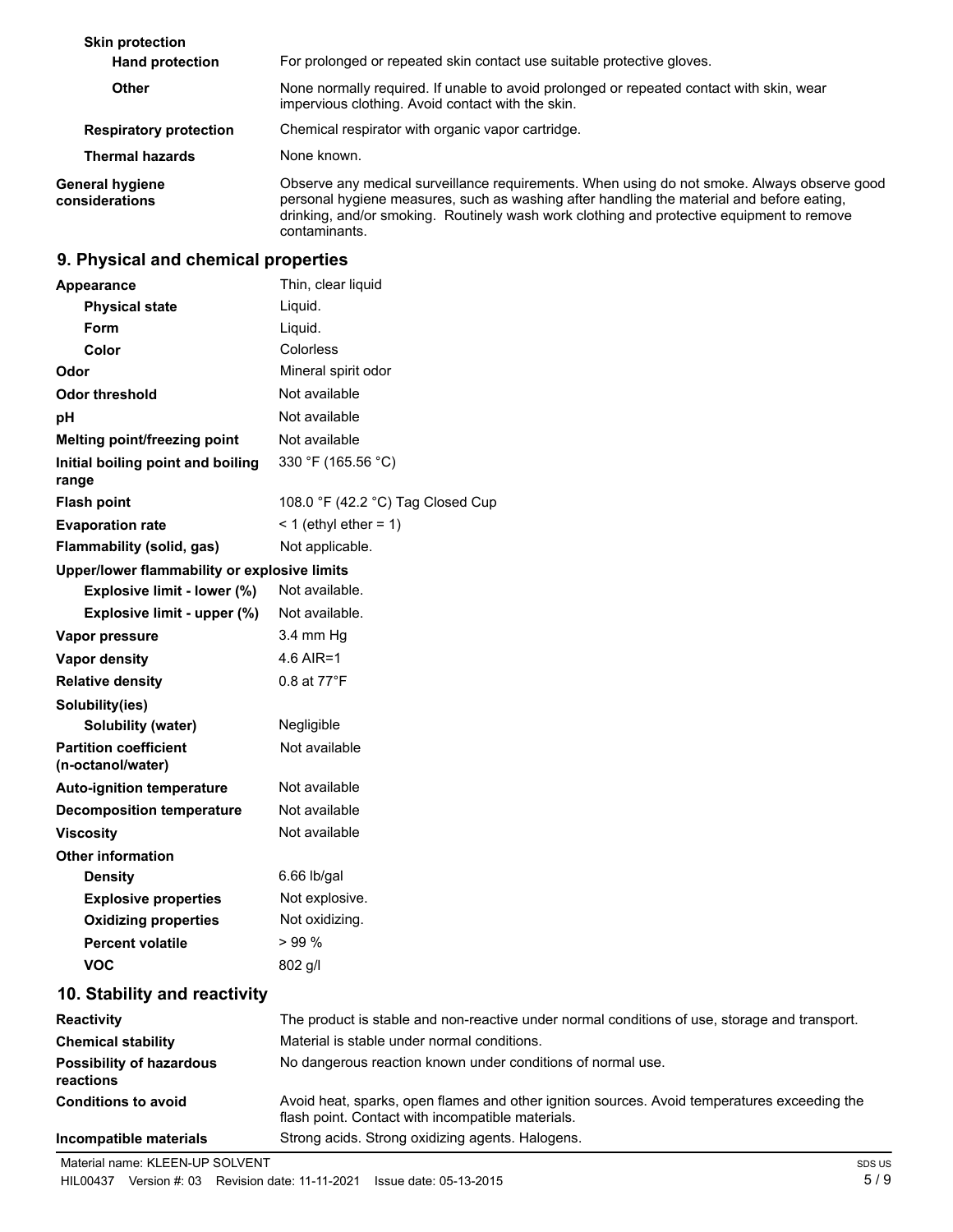**Skin protection**

| | |
|---|---|
| **Hand protection** | For prolonged or repeated skin contact use suitable protective gloves. |
| **Other** | None normally required. If unable to avoid prolonged or repeated contact with skin, wear impervious clothing. Avoid contact with the skin. |
| **Respiratory protection** | Chemical respirator with organic vapor cartridge. |
| **Thermal hazards** | None known. |
| **General hygiene considerations** | Observe any medical surveillance requirements. When using do not smoke. Always observe good personal hygiene measures, such as washing after handling the material and before eating, drinking, and/or smoking. Routinely wash work clothing and protective equipment to remove contaminants. |

## 9. Physical and chemical properties

| | |
|---|---|
| **Appearance** | Thin, clear liquid |
| **Physical state** | Liquid. |
| **Form** | Liquid. |
| **Color** | Colorless |
| **Odor** | Mineral spirit odor |
| **Odor threshold** | Not available |
| **pH** | Not available |
| **Melting point/freezing point** | Not available |
| **Initial boiling point and boiling range** | 330 °F (165.56 °C) |
| **Flash point** | 108.0 °F (42.2 °C) Tag Closed Cup |
| **Evaporation rate** | < 1 (ethyl ether = 1) |
| **Flammability (solid, gas)** | Not applicable. |
| **Upper/lower flammability or explosive limits** | |
| **Explosive limit - lower (%)** | Not available. |
| **Explosive limit - upper (%)** | Not available. |
| **Vapor pressure** | 3.4 mm Hg |
| **Vapor density** | 4.6 AIR=1 |
| **Relative density** | 0.8 at 77°F |
| **Solubility(ies)** | |
| **Solubility (water)** | Negligible |
| **Partition coefficient (n-octanol/water)** | Not available |
| **Auto-ignition temperature** | Not available |
| **Decomposition temperature** | Not available |
| **Viscosity** | Not available |
| **Other information** | |
| **Density** | 6.66 lb/gal |
| **Explosive properties** | Not explosive. |
| **Oxidizing properties** | Not oxidizing. |
| **Percent volatile** | > 99 % |
| **VOC** | 802 g/l |

## 10. Stability and reactivity

| | |
|---|---|
| **Reactivity** | The product is stable and non-reactive under normal conditions of use, storage and transport. |
| **Chemical stability** | Material is stable under normal conditions. |
| **Possibility of hazardous reactions** | No dangerous reaction known under conditions of normal use. |
| **Conditions to avoid** | Avoid heat, sparks, open flames and other ignition sources. Avoid temperatures exceeding the flash point. Contact with incompatible materials. |
| **Incompatible materials** | Strong acids. Strong oxidizing agents. Halogens. |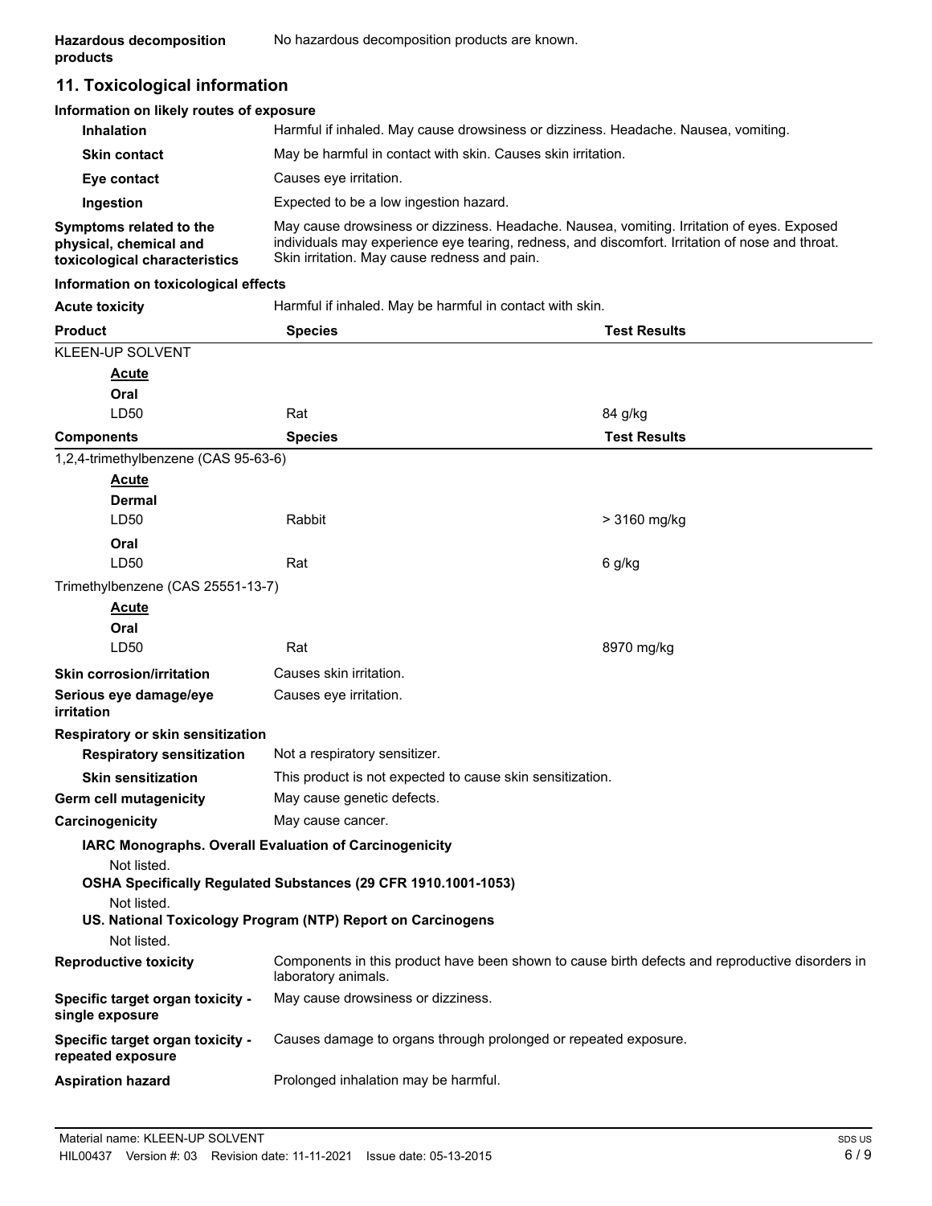**Hazardous decomposition products**: No hazardous decomposition products are known.

## 11. Toxicological information

### Information on likely routes of exposure

| | |
|---|---|
| **Inhalation** | Harmful if inhaled. May cause drowsiness or dizziness. Headache. Nausea, vomiting. |
| **Skin contact** | May be harmful in contact with skin. Causes skin irritation. |
| **Eye contact** | Causes eye irritation. |
| **Ingestion** | Expected to be a low ingestion hazard. |
| **Symptoms related to the physical, chemical and toxicological characteristics** | May cause drowsiness or dizziness. Headache. Nausea, vomiting. Irritation of eyes. Exposed individuals may experience eye tearing, redness, and discomfort. Irritation of nose and throat. Skin irritation. May cause redness and pain. |

### Information on toxicological effects

**Acute toxicity**: Harmful if inhaled. May be harmful in contact with skin.

| Product | Species | Test Results |
|---|---|---|
| KLEEN-UP SOLVENT | | |
| **Acute** | | |
| **Oral** | | |
| LD50 | Rat | 84 g/kg |

| Components | Species | Test Results |
|---|---|---|
| 1,2,4-trimethylbenzene (CAS 95-63-6) | | |
| **Acute** | | |
| **Dermal** | | |
| LD50 | Rabbit | > 3160 mg/kg |
| **Oral** | | |
| LD50 | Rat | 6 g/kg |
| Trimethylbenzene (CAS 25551-13-7) | | |
| **Acute** | | |
| **Oral** | | |
| LD50 | Rat | 8970 mg/kg |

| | |
|---|---|
| **Skin corrosion/irritation** | Causes skin irritation. |
| **Serious eye damage/eye irritation** | Causes eye irritation. |

**Respiratory or skin sensitization**

| | |
|---|---|
| **Respiratory sensitization** | Not a respiratory sensitizer. |
| **Skin sensitization** | This product is not expected to cause skin sensitization. |
| **Germ cell mutagenicity** | May cause genetic defects. |
| **Carcinogenicity** | May cause cancer. |

**IARC Monographs. Overall Evaluation of Carcinogenicity**

Not listed.

**OSHA Specifically Regulated Substances (29 CFR 1910.1001-1053)**

Not listed.

**US. National Toxicology Program (NTP) Report on Carcinogens**

Not listed.

| | |
|---|---|
| **Reproductive toxicity** | Components in this product have been shown to cause birth defects and reproductive disorders in laboratory animals. |
| **Specific target organ toxicity - single exposure** | May cause drowsiness or dizziness. |
| **Specific target organ toxicity - repeated exposure** | Causes damage to organs through prolonged or repeated exposure. |
| **Aspiration hazard** | Prolonged inhalation may be harmful. |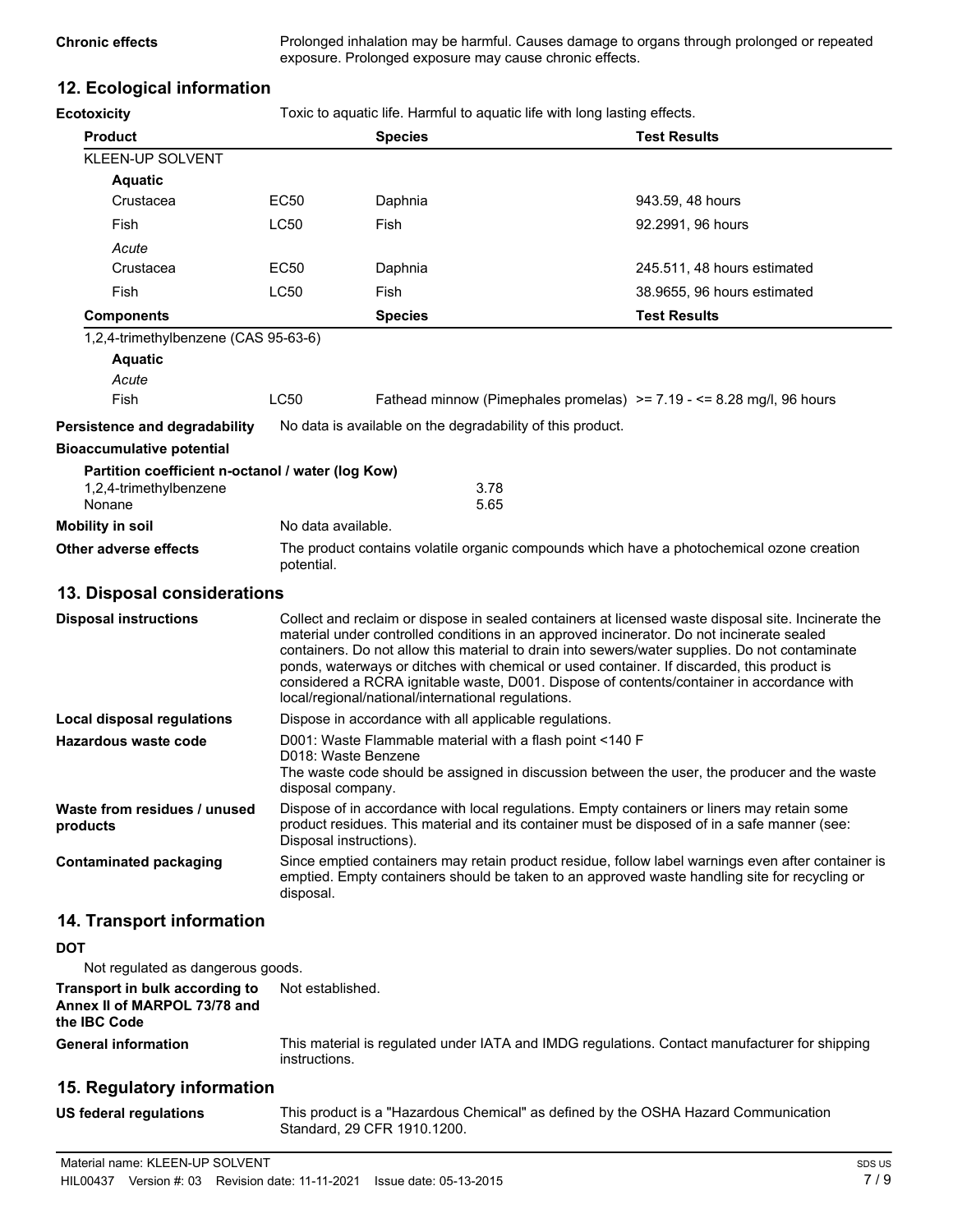**Chronic effects** Prolonged inhalation may be harmful. Causes damage to organs through prolonged or repeated exposure. Prolonged exposure may cause chronic effects.

## 12. Ecological information

**Ecotoxicity** Toxic to aquatic life. Harmful to aquatic life with long lasting effects.

| Product | | Species | Test Results |
|---|---|---|---|
| KLEEN-UP SOLVENT | | | |
| **Aquatic** | | | |
| Crustacea | EC50 | Daphnia | 943.59, 48 hours |
| Fish | LC50 | Fish | 92.2991, 96 hours |
| *Acute* | | | |
| Crustacea | EC50 | Daphnia | 245.511, 48 hours estimated |
| Fish | LC50 | Fish | 38.9655, 96 hours estimated |
| **Components** | | **Species** | **Test Results** |
| 1,2,4-trimethylbenzene (CAS 95-63-6) | | | |
| **Aquatic** | | | |
| *Acute* | | | |
| Fish | LC50 | Fathead minnow (Pimephales promelas) | >= 7.19 - <= 8.28 mg/l, 96 hours |

**Persistence and degradability** No data is available on the degradability of this product.

**Bioaccumulative potential**

**Partition coefficient n-octanol / water (log Kow)**

| | |
|---|---|
| 1,2,4-trimethylbenzene | 3.78 |
| Nonane | 5.65 |

**Mobility in soil** No data available.

**Other adverse effects** The product contains volatile organic compounds which have a photochemical ozone creation potential.

## 13. Disposal considerations

**Disposal instructions** Collect and reclaim or dispose in sealed containers at licensed waste disposal site. Incinerate the material under controlled conditions in an approved incinerator. Do not incinerate sealed containers. Do not allow this material to drain into sewers/water supplies. Do not contaminate ponds, waterways or ditches with chemical or used container. If discarded, this product is considered a RCRA ignitable waste, D001. Dispose of contents/container in accordance with local/regional/national/international regulations.

**Local disposal regulations** Dispose in accordance with all applicable regulations.

**Hazardous waste code** D001: Waste Flammable material with a flash point <140 F
D018: Waste Benzene
The waste code should be assigned in discussion between the user, the producer and the waste disposal company.

**Waste from residues / unused products** Dispose of in accordance with local regulations. Empty containers or liners may retain some product residues. This material and its container must be disposed of in a safe manner (see: Disposal instructions).

**Contaminated packaging** Since emptied containers may retain product residue, follow label warnings even after container is emptied. Empty containers should be taken to an approved waste handling site for recycling or disposal.

## 14. Transport information

**DOT**

Not regulated as dangerous goods.

**Transport in bulk according to Annex II of MARPOL 73/78 and the IBC Code** Not established.

**General information** This material is regulated under IATA and IMDG regulations. Contact manufacturer for shipping instructions.

## 15. Regulatory information

**US federal regulations** This product is a "Hazardous Chemical" as defined by the OSHA Hazard Communication Standard, 29 CFR 1910.1200.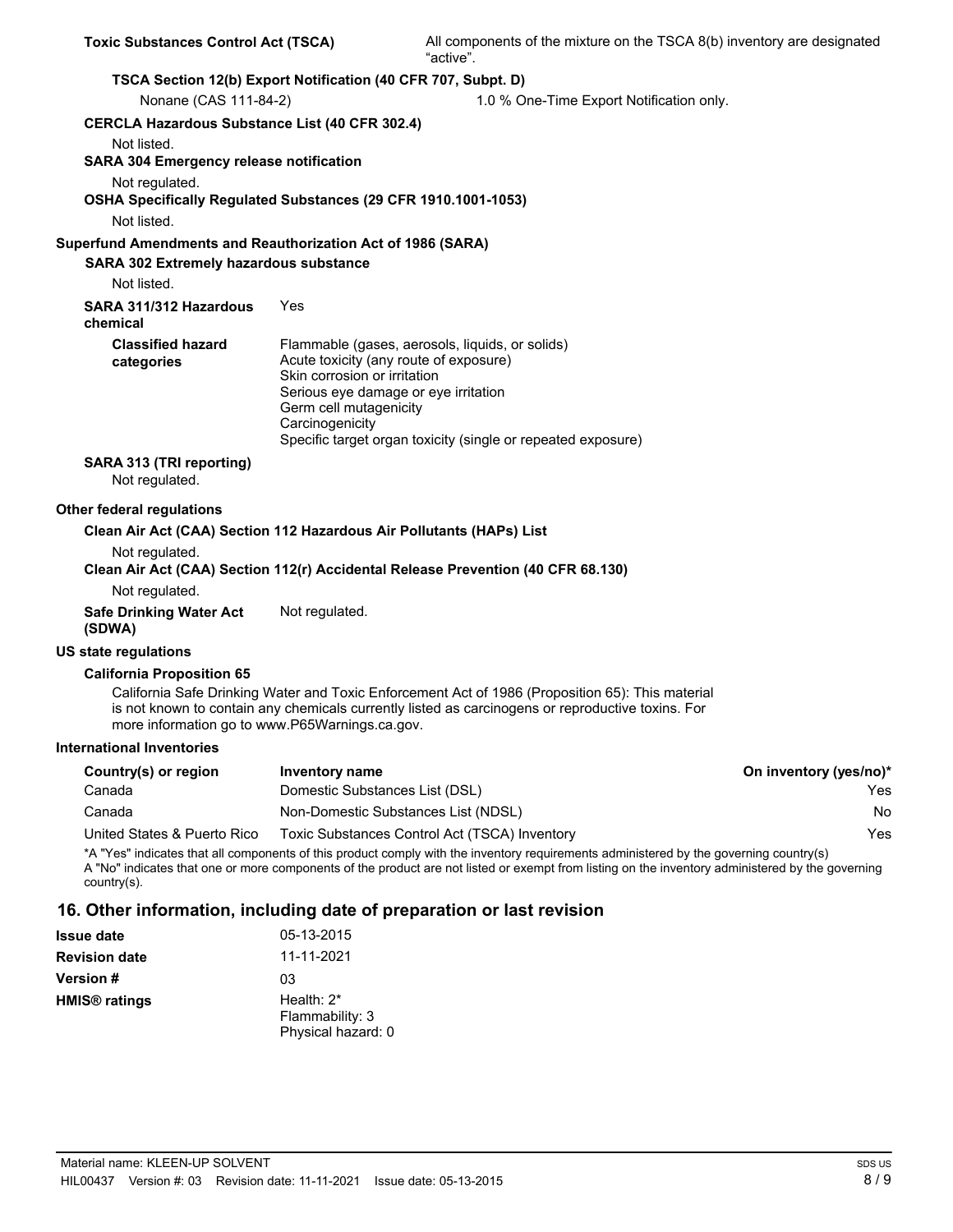**Toxic Substances Control Act (TSCA)** All components of the mixture on the TSCA 8(b) inventory are designated "active".

**TSCA Section 12(b) Export Notification (40 CFR 707, Subpt. D)**

Nonane (CAS 111-84-2) 1.0 % One-Time Export Notification only.

**CERCLA Hazardous Substance List (40 CFR 302.4)**

Not listed.

**SARA 304 Emergency release notification**

Not regulated.

**OSHA Specifically Regulated Substances (29 CFR 1910.1001-1053)**

Not listed.

**Superfund Amendments and Reauthorization Act of 1986 (SARA)**

**SARA 302 Extremely hazardous substance**

Not listed.

**SARA 311/312 Hazardous chemical** Yes

**Classified hazard categories**
- Flammable (gases, aerosols, liquids, or solids)
- Acute toxicity (any route of exposure)
- Skin corrosion or irritation
- Serious eye damage or eye irritation
- Germ cell mutagenicity
- Carcinogenicity
- Specific target organ toxicity (single or repeated exposure)

**SARA 313 (TRI reporting)**

Not regulated.

**Other federal regulations**

**Clean Air Act (CAA) Section 112 Hazardous Air Pollutants (HAPs) List**

Not regulated.

**Clean Air Act (CAA) Section 112(r) Accidental Release Prevention (40 CFR 68.130)**

Not regulated.

**Safe Drinking Water Act (SDWA)** Not regulated.

**US state regulations**

**California Proposition 65**

California Safe Drinking Water and Toxic Enforcement Act of 1986 (Proposition 65): This material is not known to contain any chemicals currently listed as carcinogens or reproductive toxins. For more information go to www.P65Warnings.ca.gov.

**International Inventories**

| Country(s) or region | Inventory name | On inventory (yes/no)* |
|---|---|---|
| Canada | Domestic Substances List (DSL) | Yes |
| Canada | Non-Domestic Substances List (NDSL) | No |
| United States & Puerto Rico | Toxic Substances Control Act (TSCA) Inventory | Yes |

*A "Yes" indicates that all components of this product comply with the inventory requirements administered by the governing country(s)
A "No" indicates that one or more components of the product are not listed or exempt from listing on the inventory administered by the governing country(s).

## 16. Other information, including date of preparation or last revision

**Issue date** 05-13-2015

**Revision date** 11-11-2021

**Version #** 03

**HMIS® ratings**
Health: 2*
Flammability: 3
Physical hazard: 0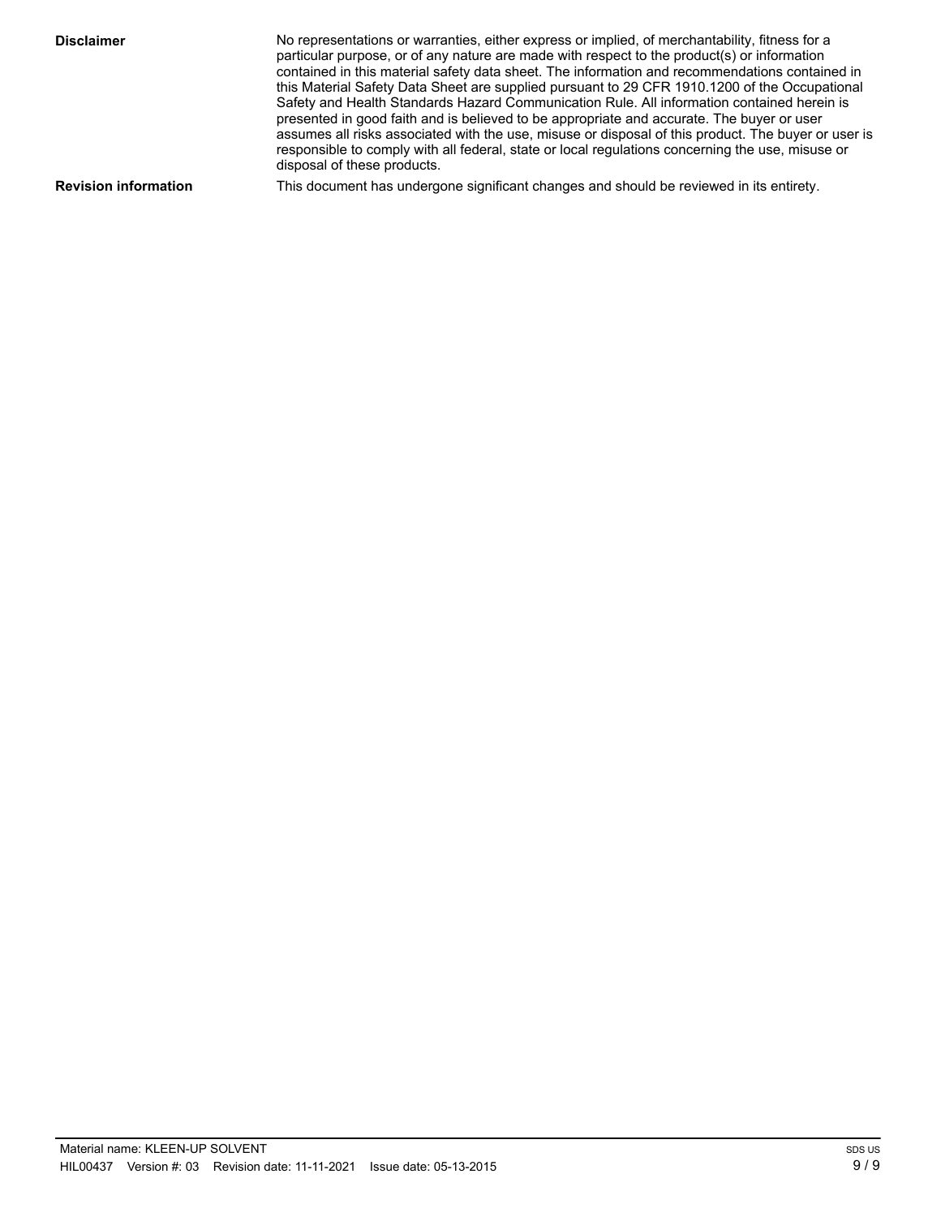**Disclaimer**

No representations or warranties, either express or implied, of merchantability, fitness for a particular purpose, or of any nature are made with respect to the product(s) or information contained in this material safety data sheet. The information and recommendations contained in this Material Safety Data Sheet are supplied pursuant to 29 CFR 1910.1200 of the Occupational Safety and Health Standards Hazard Communication Rule. All information contained herein is presented in good faith and is believed to be appropriate and accurate. The buyer or user assumes all risks associated with the use, misuse or disposal of this product. The buyer or user is responsible to comply with all federal, state or local regulations concerning the use, misuse or disposal of these products.

**Revision information**

This document has undergone significant changes and should be reviewed in its entirety.